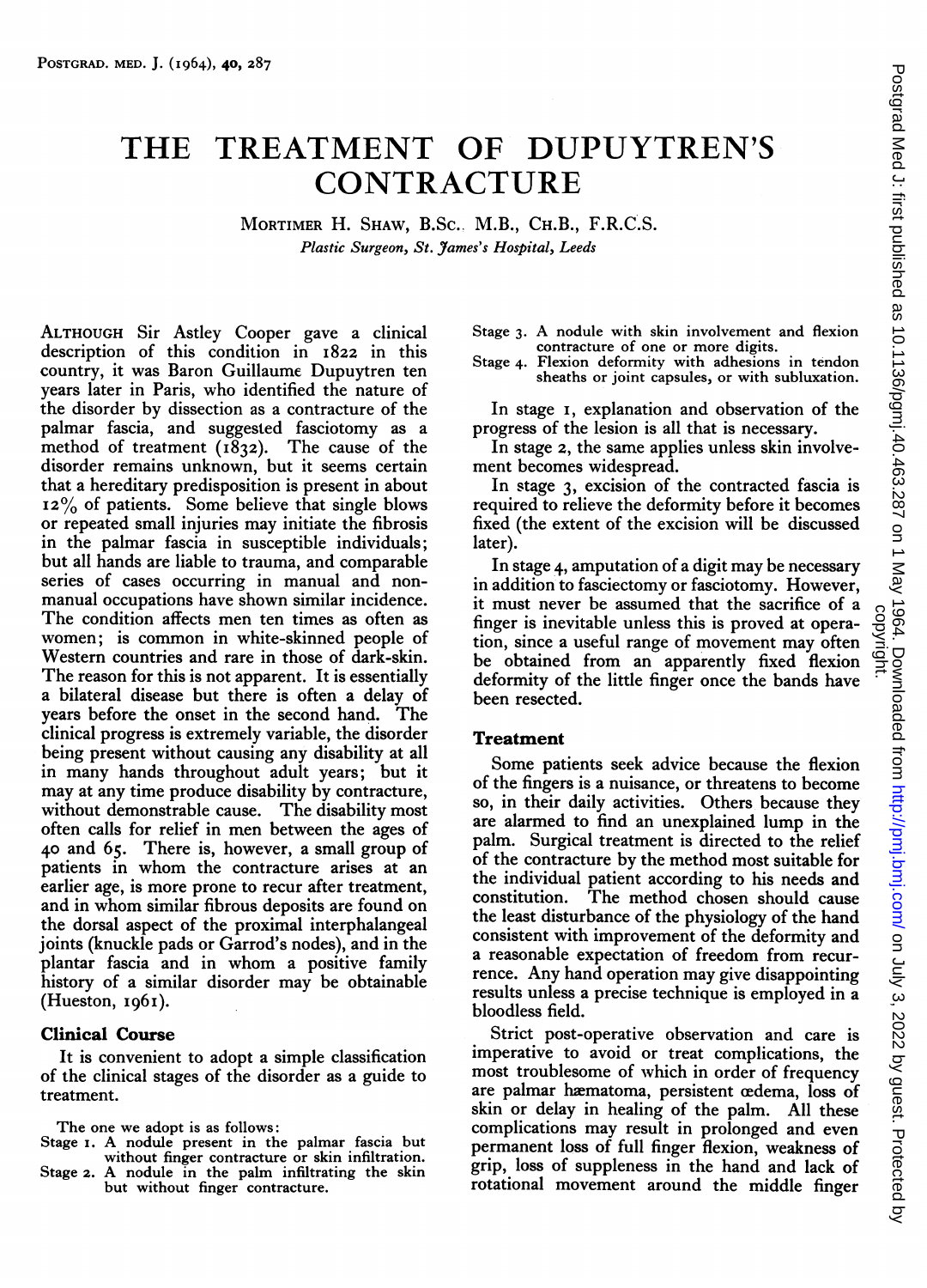# THE TREATMENT OF DUPUYTREN'S CONTRACTURE

MORTIMER H. SHAW, B.Sc., M.B., Ch.B., F.R.C.S.

*Plastic Surgeon, St. James's Hospital, Leeds*

ALTHOUGH Sir Astley Cooper gave a clinical description of this condition in 1822 in this country, it was Baron Guillaume Dupuytren ten years later in Paris, who identified the nature of the disorder by dissection as a contracture of the palmar fascia, and suggested fasciotomy as a method of treatment (1832). The cause of the disorder remains unknown, but it seems certain that a hereditary predisposition is present in about 12% of patients. Some believe that single blows or repeated small injuries may initiate the fibrosis in the palmar fascia in susceptible individuals; but all hands are liable to trauma, and comparable series of cases occurring in manual and non-manual occupations have shown similar incidence. The condition affects men ten times as often as women; is common in white-skinned people of Western countries and rare in those of dark-skin. The reason for this is not apparent. It is essentially a bilateral disease but there is often a delay of years before the onset in the second hand. The clinical progress is extremely variable, the disorder being present without causing any disability at all in many hands throughout adult years; but it may at any time produce disability by contracture, without demonstrable cause. The disability most often calls for relief in men between the ages of 40 and 65. There is, however, a small group of patients in whom the contracture arises at an earlier age, is more prone to recur after treatment, and in whom similar fibrous deposits are found on the dorsal aspect of the proximal interphalangeal joints (knuckle pads or Garrod's nodes), and in the plantar fascia and in whom a positive family history of a similar disorder may be obtainable (Hueston, 1961).

## Clinical Course

It is convenient to adopt a simple classification of the clinical stages of the disorder as a guide to treatment.

The one we adopt is as follows:

- Stage 1. A nodule present in the palmar fascia but without finger contracture or skin infiltration.
- Stage 2. A nodule in the palm infiltrating the skin but without finger contracture.
- Stage 3. A nodule with skin involvement and flexion contracture of one or more digits.
- Stage 4. Flexion deformity with adhesions in tendon sheaths or joint capsules, or with subluxation.

In stage 1, explanation and observation of the progress of the lesion is all that is necessary.

In stage 2, the same applies unless skin involvement becomes widespread.

In stage 3, excision of the contracted fascia is required to relieve the deformity before it becomes fixed (the extent of the excision will be discussed later).

In stage 4, amputation of a digit may be necessary in addition to fasciectomy or fasciotomy. However, it must never be assumed that the sacrifice of a finger is inevitable unless this is proved at operation, since a useful range of movement may often be obtained from an apparently fixed flexion deformity of the little finger once the bands have been resected.

## Treatment

Some patients seek advice because the flexion of the fingers is a nuisance, or threatens to become so, in their daily activities. Others because they are alarmed to find an unexplained lump in the palm. Surgical treatment is directed to the relief of the contracture by the method most suitable for the individual patient according to his needs and constitution. The method chosen should cause the least disturbance of the physiology of the hand consistent with improvement of the deformity and a reasonable expectation of freedom from recurrence. Any hand operation may give disappointing results unless a precise technique is employed in a bloodless field.

Strict post-operative observation and care is imperative to avoid or treat complications, the most troublesome of which in order of frequency are palmar hæmatoma, persistent œdema, loss of skin or delay in healing of the palm. All these complications may result in prolonged and even permanent loss of full finger flexion, weakness of grip, loss of suppleness in the hand and lack of rotational movement around the middle finger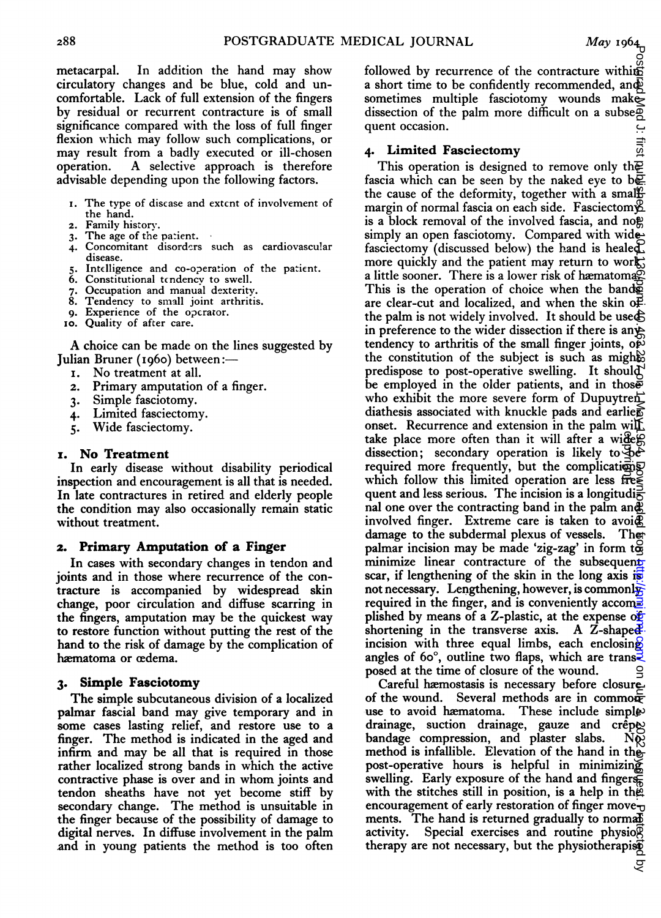metacarpal. In addition the hand may show circulatory changes and be blue, cold and uncomfortable. Lack of full extension of the fingers by residual or recurrent contracture is of small significance compared with the loss of full finger flexion which may follow such complications, or may result from a badly executed or ill-chosen operation. A selective approach is therefore advisable depending upon the following factors.

1. The type of disease and extent of involvement of the hand.
2. Family history.
3. The age of the patient.
4. Concomitant disorders such as cardiovascular disease.
5. Intelligence and co-operation of the patient.
6. Constitutional tendency to swell.
7. Occupation and manual dexterity.
8. Tendency to small joint arthritis.
9. Experience of the operator.
10. Quality of after care.

A choice can be made on the lines suggested by Julian Bruner (1960) between:—

1. No treatment at all.
2. Primary amputation of a finger.
3. Simple fasciotomy.
4. Limited fasciectomy.
5. Wide fasciectomy.

## 1. No Treatment

In early disease without disability periodical inspection and encouragement is all that is needed. In late contractures in retired and elderly people the condition may also occasionally remain static without treatment.

## 2. Primary Amputation of a Finger

In cases with secondary changes in tendon and joints and in those where recurrence of the contracture is accompanied by widespread skin change, poor circulation and diffuse scarring in the fingers, amputation may be the quickest way to restore function without putting the rest of the hand to the risk of damage by the complication of hæmatoma or œdema.

## 3. Simple Fasciotomy

The simple subcutaneous division of a localized palmar fascial band may give temporary and in some cases lasting relief, and restore use to a finger. The method is indicated in the aged and infirm and may be all that is required in those rather localized strong bands in which the active contractive phase is over and in whom joints and tendon sheaths have not yet become stiff by secondary change. The method is unsuitable in the finger because of the possibility of damage to digital nerves. In diffuse involvement in the palm and in young patients the method is too often followed by recurrence of the contracture within a short time to be confidently recommended, and sometimes multiple fasciotomy wounds make dissection of the palm more difficult on a subsequent occasion.

## 4. Limited Fasciectomy

This operation is designed to remove only the fascia which can be seen by the naked eye to be the cause of the deformity, together with a small margin of normal fascia on each side. Fasciectomy is a block removal of the involved fascia, and not simply an open fasciotomy. Compared with wide fasciectomy (discussed below) the hand is healed more quickly and the patient may return to work a little sooner. There is a lower risk of hæmatoma. This is the operation of choice when the bands are clear-cut and localized, and when the skin of the palm is not widely involved. It should be used in preference to the wider dissection if there is any tendency to arthritis of the small finger joints, or the constitution of the subject is such as might predispose to post-operative swelling. It should be employed in the older patients, and in those who exhibit the more severe form of Dupuytren diathesis associated with knuckle pads and earlier onset. Recurrence and extension in the palm will take place more often than it will after a wider dissection; secondary operation is likely to be required more frequently, but the complications which follow this limited operation are less frequent and less serious. The incision is a longitudinal one over the contracting band in the palm and involved finger. Extreme care is taken to avoid damage to the subdermal plexus of vessels. The palmar incision may be made 'zig-zag' in form to minimize linear contracture of the subsequent scar, if lengthening of the skin in the long axis is not necessary. Lengthening, however, is commonly required in the finger, and is conveniently accomplished by means of a Z-plastic, at the expense of shortening in the transverse axis. A Z-shaped incision with three equal limbs, each enclosing angles of 60°, outline two flaps, which are transposed at the time of closure of the wound.

Careful hæmostasis is necessary before closure of the wound. Several methods are in common use to avoid hæmatoma. These include simple drainage, suction drainage, gauze and crêpe bandage compression, and plaster slabs. No method is infallible. Elevation of the hand in the post-operative hours is helpful in minimizing swelling. Early exposure of the hand and fingers with the stitches still in position, is a help in the encouragement of early restoration of finger movements. The hand is returned gradually to normal activity. Special exercises and routine physiotherapy are not necessary, but the physiotherapist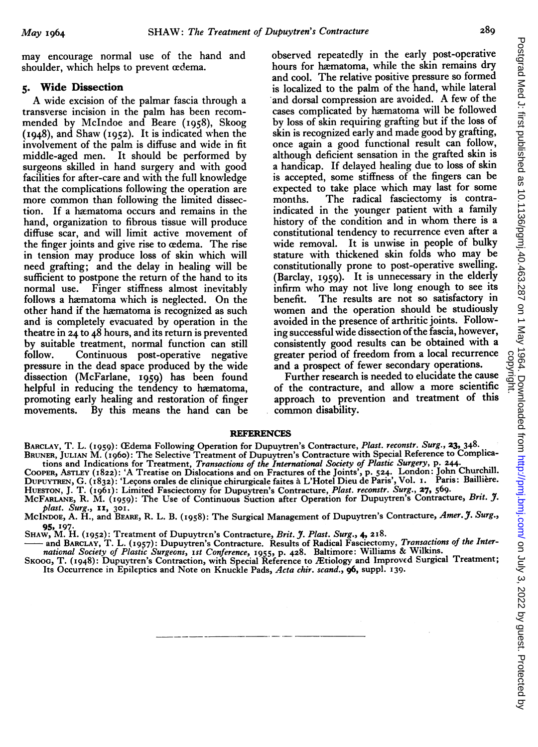may encourage normal use of the hand and shoulder, which helps to prevent œdema.

## 5. Wide Dissection

A wide excision of the palmar fascia through a transverse incision in the palm has been recommended by McIndoe and Beare (1958), Skoog (1948), and Shaw (1952). It is indicated when the involvement of the palm is diffuse and wide in fit middle-aged men. It should be performed by surgeons skilled in hand surgery and with good facilities for after-care and with the full knowledge that the complications following the operation are more common than following the limited dissection. If a hæmatoma occurs and remains in the hand, organization to fibrous tissue will produce diffuse scar, and will limit active movement of the finger joints and give rise to œdema. The rise in tension may produce loss of skin which will need grafting; and the delay in healing will be sufficient to postpone the return of the hand to its normal use. Finger stiffness almost inevitably follows a hæmatoma which is neglected. On the other hand if the hæmatoma is recognized as such and is completely evacuated by operation in the theatre in 24 to 48 hours, and its return is prevented by suitable treatment, normal function can still follow. Continuous post-operative negative pressure in the dead space produced by the wide dissection (McFarlane, 1959) has been found helpful in reducing the tendency to hæmatoma, promoting early healing and restoration of finger movements. By this means the hand can be observed repeatedly in the early post-operative hours for hæmatoma, while the skin remains dry and cool. The relative positive pressure so formed is localized to the palm of the hand, while lateral and dorsal compression are avoided. A few of the cases complicated by hæmatoma will be followed by loss of skin requiring grafting but if the loss of skin is recognized early and made good by grafting, once again a good functional result can follow, although deficient sensation in the grafted skin is a handicap. If delayed healing due to loss of skin is accepted, some stiffness of the fingers can be expected to take place which may last for some months. The radical fasciectomy is contra-indicated in the younger patient with a family history of the condition and in whom there is a constitutional tendency to recurrence even after a wide removal. It is unwise in people of bulky stature with thickened skin folds who may be constitutionally prone to post-operative swelling. (Barclay, 1959). It is unnecessary in the elderly infirm who may not live long enough to see its benefit. The results are not so satisfactory in women and the operation should be studiously avoided in the presence of arthritic joints. Following successful wide dissection of the fascia, however, consistently good results can be obtained with a greater period of freedom from a local recurrence and a prospect of fewer secondary operations.

Further research is needed to elucidate the cause of the contracture, and allow a more scientific approach to prevention and treatment of this common disability.

## REFERENCES

BARCLAY, T. L. (1959): Œdema Following Operation for Dupuytren's Contracture, *Plast. reconstr. Surg.*, **23**, 348.

BRUNER, JULIAN M. (1960): The Selective Treatment of Dupuytren's Contracture with Special Reference to Complications and Indications for Treatment, *Transactions of the International Society of Plastic Surgery*, p. 244.

COOPER, ASTLEY (1822): 'A Treatise on Dislocations and on Fractures of the Joints', p. 524. London: John Churchill.

DUPUYTREN, G. (1832): 'Leçons orales de clinique chirurgicale faites à L'Hotel Dieu de Paris', Vol. 1. Paris: Baillière.

HUESTON, J. T. (1961): Limited Fasciectomy for Dupuytren's Contracture, *Plast. reconstr. Surg.*, **27**, 569.

MCFARLANE, R. M. (1959): The Use of Continuous Suction after Operation for Dupuytren's Contracture, *Brit. J. plast. Surg.*, **11**, 301.

MCINDOE, A. H., and BEARE, R. L. B. (1958): The Surgical Management of Dupuytren's Contracture, *Amer. J. Surg.*, **95**, 197.

SHAW, M. H. (1952): Treatment of Dupuytren's Contracture, *Brit. J. Plast. Surg.*, **4**, 218.

—— and BARCLAY, T. L. (1957): Dupuytren's Contracture. Results of Radical Fasciectomy, *Transactions of the International Society of Plastic Surgeons, 1st Conference*, 1955, p. 428. Baltimore: Williams & Wilkins.

SKOOG, T. (1948): Dupuytren's Contraction, with Special Reference to Ætiology and Improved Surgical Treatment; Its Occurrence in Epileptics and Note on Knuckle Pads, *Acta chir. scand.*, **96**, suppl. 139.